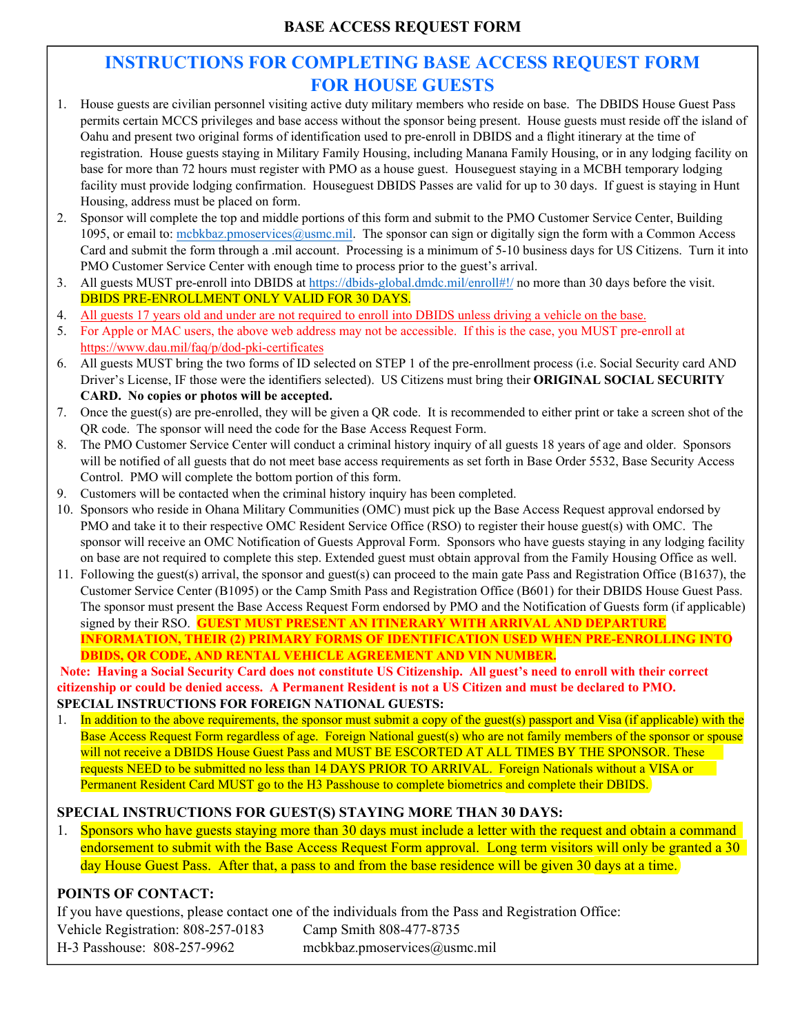# BASE ACCESS REQUEST FORM

## INSTRUCTIONS FOR COMPLETING BASE ACCESS REQUEST FORM FOR HOUSE GUESTS

1. House guests are civilian personnel visiting active duty military members who reside on base. The DBIDS House Guest Pass permits certain MCCS privileges and base access without the sponsor being present. House guests must reside off the island of Oahu and present two original forms of identification used to pre-enroll in DBIDS and a flight itinerary at the time of registration. House guests staying in Military Family Housing, including Manana Family Housing, or in any lodging facility on base for more than 72 hours must register with PMO as a house guest. Houseguest staying in a MCBH temporary lodging facility must provide lodging confirmation. Houseguest DBIDS Passes are valid for up to 30 days. If guest is staying in Hunt Housing, address must be placed on form.
2. Sponsor will complete the top and middle portions of this form and submit to the PMO Customer Service Center, Building 1095, or email to: mcbkbaz.pmoservices@usmc.mil. The sponsor can sign or digitally sign the form with a Common Access Card and submit the form through a .mil account. Processing is a minimum of 5-10 business days for US Citizens. Turn it into PMO Customer Service Center with enough time to process prior to the guest's arrival.
3. All guests MUST pre-enroll into DBIDS at https://dbids-global.dmdc.mil/enroll#!/ no more than 30 days before the visit. DBIDS PRE-ENROLLMENT ONLY VALID FOR 30 DAYS.
4. All guests 17 years old and under are not required to enroll into DBIDS unless driving a vehicle on the base.
5. For Apple or MAC users, the above web address may not be accessible. If this is the case, you MUST pre-enroll at https://www.dau.mil/faq/p/dod-pki-certificates
6. All guests MUST bring the two forms of ID selected on STEP 1 of the pre-enrollment process (i.e. Social Security card AND Driver's License, IF those were the identifiers selected). US Citizens must bring their **ORIGINAL SOCIAL SECURITY CARD. No copies or photos will be accepted.**
7. Once the guest(s) are pre-enrolled, they will be given a QR code. It is recommended to either print or take a screen shot of the QR code. The sponsor will need the code for the Base Access Request Form.
8. The PMO Customer Service Center will conduct a criminal history inquiry of all guests 18 years of age and older. Sponsors will be notified of all guests that do not meet base access requirements as set forth in Base Order 5532, Base Security Access Control. PMO will complete the bottom portion of this form.
9. Customers will be contacted when the criminal history inquiry has been completed.
10. Sponsors who reside in Ohana Military Communities (OMC) must pick up the Base Access Request approval endorsed by PMO and take it to their respective OMC Resident Service Office (RSO) to register their house guest(s) with OMC. The sponsor will receive an OMC Notification of Guests Approval Form. Sponsors who have guests staying in any lodging facility on base are not required to complete this step. Extended guest must obtain approval from the Family Housing Office as well.
11. Following the guest(s) arrival, the sponsor and guest(s) can proceed to the main gate Pass and Registration Office (B1637), the Customer Service Center (B1095) or the Camp Smith Pass and Registration Office (B601) for their DBIDS House Guest Pass. The sponsor must present the Base Access Request Form endorsed by PMO and the Notification of Guests form (if applicable) signed by their RSO. **GUEST MUST PRESENT AN ITINERARY WITH ARRIVAL AND DEPARTURE INFORMATION, THEIR (2) PRIMARY FORMS OF IDENTIFICATION USED WHEN PRE-ENROLLING INTO DBIDS, QR CODE, AND RENTAL VEHICLE AGREEMENT AND VIN NUMBER.**

**Note: Having a Social Security Card does not constitute US Citizenship. All guest's need to enroll with their correct citizenship or could be denied access. A Permanent Resident is not a US Citizen and must be declared to PMO.**

**SPECIAL INSTRUCTIONS FOR FOREIGN NATIONAL GUESTS:**

1. In addition to the above requirements, the sponsor must submit a copy of the guest(s) passport and Visa (if applicable) with the Base Access Request Form regardless of age. Foreign National guest(s) who are not family members of the sponsor or spouse will not receive a DBIDS House Guest Pass and MUST BE ESCORTED AT ALL TIMES BY THE SPONSOR. These requests NEED to be submitted no less than 14 DAYS PRIOR TO ARRIVAL. Foreign Nationals without a VISA or Permanent Resident Card MUST go to the H3 Passhouse to complete biometrics and complete their DBIDS.

### SPECIAL INSTRUCTIONS FOR GUEST(S) STAYING MORE THAN 30 DAYS:

1. Sponsors who have guests staying more than 30 days must include a letter with the request and obtain a command endorsement to submit with the Base Access Request Form approval. Long term visitors will only be granted a 30 day House Guest Pass. After that, a pass to and from the base residence will be given 30 days at a time.

### POINTS OF CONTACT:

If you have questions, please contact one of the individuals from the Pass and Registration Office:

Vehicle Registration: 808-257-0183    Camp Smith 808-477-8735

H-3 Passhouse: 808-257-9962    mcbkbaz.pmoservices@usmc.mil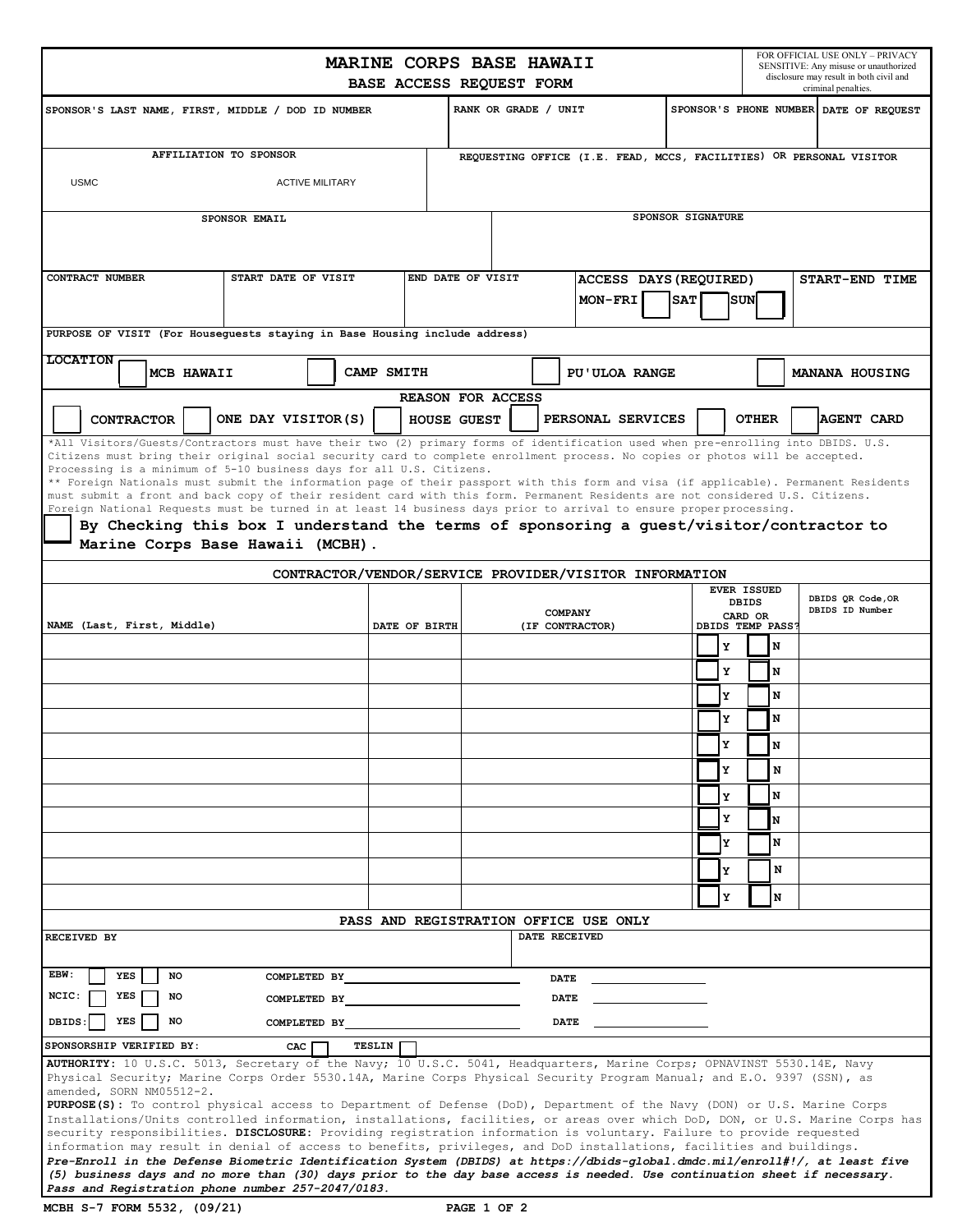# MARINE CORPS BASE HAWAII

## BASE ACCESS REQUEST FORM

FOR OFFICIAL USE ONLY – PRIVACY SENSITIVE: Any misuse or unauthorized disclosure may result in both civil and criminal penalties.

| SPONSOR'S LAST NAME, FIRST, MIDDLE / DOD ID NUMBER | RANK OR GRADE / UNIT | SPONSOR'S PHONE NUMBER | DATE OF REQUEST |
|---|---|---|---|
| | | | |

| AFFILIATION TO SPONSOR | | REQUESTING OFFICE (I.E. FEAD, MCCS, FACILITIES) OR PERSONAL VISITOR |
|---|---|---|
| USMC | ACTIVE MILITARY | |

| SPONSOR EMAIL | SPONSOR SIGNATURE |
|---|---|
| | |

| CONTRACT NUMBER | START DATE OF VISIT | END DATE OF VISIT | ACCESS DAYS (REQUIRED) | START-END TIME |
|---|---|---|---|---|
| | | | MON-FRI ☐ SAT ☐ SUN ☐ | |

PURPOSE OF VISIT (For Houseguests staying in Base Housing include address)

**LOCATION** ☐ MCB HAWAII ☐ CAMP SMITH ☐ PU'ULOA RANGE ☐ MANANA HOUSING

**REASON FOR ACCESS**

☐ CONTRACTOR ☐ ONE DAY VISITOR(S) ☐ HOUSE GUEST ☐ PERSONAL SERVICES ☐ OTHER ☐ AGENT CARD

*All Visitors/Guests/Contractors must have their two (2) primary forms of identification used when pre-enrolling into DBIDS. U.S. Citizens must bring their original social security card to complete enrollment process. No copies or photos will be accepted. Processing is a minimum of 5-10 business days for all U.S. Citizens.
** Foreign Nationals must submit the information page of their passport with this form and visa (if applicable). Permanent Residents must submit a front and back copy of their resident card with this form. Permanent Residents are not considered U.S. Citizens. Foreign National Requests must be turned in at least 14 business days prior to arrival to ensure proper processing.

☐ **By Checking this box I understand the terms of sponsoring a guest/visitor/contractor to Marine Corps Base Hawaii (MCBH).**

### CONTRACTOR/VENDOR/SERVICE PROVIDER/VISITOR INFORMATION

| NAME (Last, First, Middle) | DATE OF BIRTH | COMPANY (IF CONTRACTOR) | EVER ISSUED DBIDS CARD OR DBIDS TEMP PASS? | DBIDS QR Code, OR DBIDS ID Number |
|---|---|---|---|---|
| | | | ☐ Y ☐ N | |
| | | | ☐ Y ☐ N | |
| | | | ☐ Y ☐ N | |
| | | | ☐ Y ☐ N | |
| | | | ☐ Y ☐ N | |
| | | | ☐ Y ☐ N | |
| | | | ☐ Y ☐ N | |
| | | | ☐ Y ☐ N | |
| | | | ☐ Y ☐ N | |
| | | | ☐ Y ☐ N | |
| | | | ☐ Y ☐ N | |

### PASS AND REGISTRATION OFFICE USE ONLY

| RECEIVED BY | DATE RECEIVED |
|---|---|
| | |

EBW: ☐ YES ☐ NO COMPLETED BY ____________ DATE ____________

NCIC: ☐ YES ☐ NO COMPLETED BY ____________ DATE ____________

DBIDS: ☐ YES ☐ NO COMPLETED BY ____________ DATE ____________

SPONSORSHIP VERIFIED BY: CAC ☐ TESLIN ☐

**AUTHORITY:** 10 U.S.C. 5013, Secretary of the Navy; 10 U.S.C. 5041, Headquarters, Marine Corps; OPNAVINST 5530.14E, Navy Physical Security; Marine Corps Order 5530.14A, Marine Corps Physical Security Program Manual; and E.O. 9397 (SSN), as amended, SORN NM05512-2.
**PURPOSE(S):** To control physical access to Department of Defense (DoD), Department of the Navy (DON) or U.S. Marine Corps Installations/Units controlled information, installations, facilities, or areas over which DoD, DON, or U.S. Marine Corps has security responsibilities. **DISCLOSURE:** Providing registration information is voluntary. Failure to provide requested information may result in denial of access to benefits, privileges, and DoD installations, facilities and buildings.
***Pre-Enroll in the Defense Biometric Identification System (DBIDS) at https://dbids-global.dmdc.mil/enroll#!/, at least five (5) business days and no more than (30) days prior to the day base access is needed. Use continuation sheet if necessary. Pass and Registration phone number 257-2047/0183.***

MCBH S-7 FORM 5532, (09/21)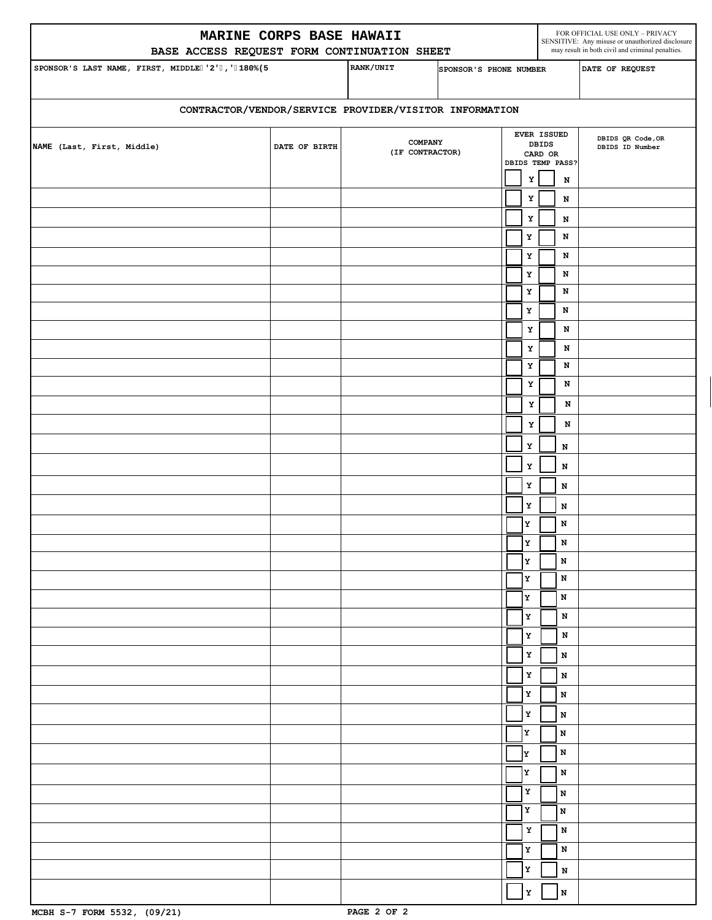# MARINE CORPS BASE HAWAII

**BASE ACCESS REQUEST FORM CONTINUATION SHEET**

FOR OFFICIAL USE ONLY – PRIVACY SENSITIVE: Any misuse or unauthorized disclosure may result in both civil and criminal penalties.

| SPONSOR'S LAST NAME, FIRST, MIDDLE DOD ID NUMBER | RANK/UNIT | SPONSOR'S PHONE NUMBER | DATE OF REQUEST |
|---|---|---|---|
| | | | |

## CONTRACTOR/VENDOR/SERVICE PROVIDER/VISITOR INFORMATION

| NAME (Last, First, Middle) | DATE OF BIRTH | COMPANY (IF CONTRACTOR) | EVER ISSUED DBIDS CARD OR DBIDS TEMP PASS? | DBIDS QR Code,OR DBIDS ID Number |
|---|---|---|---|---|
| | | | ☐ Y ☐ N | |
| | | | ☐ Y ☐ N | |
| | | | ☐ Y ☐ N | |
| | | | ☐ Y ☐ N | |
| | | | ☐ Y ☐ N | |
| | | | ☐ Y ☐ N | |
| | | | ☐ Y ☐ N | |
| | | | ☐ Y ☐ N | |
| | | | ☐ Y ☐ N | |
| | | | ☐ Y ☐ N | |
| | | | ☐ Y ☐ N | |
| | | | ☐ Y ☐ N | |
| | | | ☐ Y ☐ N | |
| | | | ☐ Y ☐ N | |
| | | | ☐ Y ☐ N | |
| | | | ☐ Y ☐ N | |
| | | | ☐ Y ☐ N | |
| | | | ☐ Y ☐ N | |
| | | | ☐ Y ☐ N | |
| | | | ☐ Y ☐ N | |
| | | | ☐ Y ☐ N | |
| | | | ☐ Y ☐ N | |
| | | | ☐ Y ☐ N | |
| | | | ☐ Y ☐ N | |
| | | | ☐ Y ☐ N | |
| | | | ☐ Y ☐ N | |
| | | | ☐ Y ☐ N | |
| | | | ☐ Y ☐ N | |
| | | | ☐ Y ☐ N | |
| | | | ☐ Y ☐ N | |
| | | | ☐ Y ☐ N | |
| | | | ☐ Y ☐ N | |
| | | | ☐ Y ☐ N | |
| | | | ☐ Y ☐ N | |
| | | | ☐ Y ☐ N | |
| | | | ☐ Y ☐ N | |

MCBH S-7 FORM 5532, (09/21)